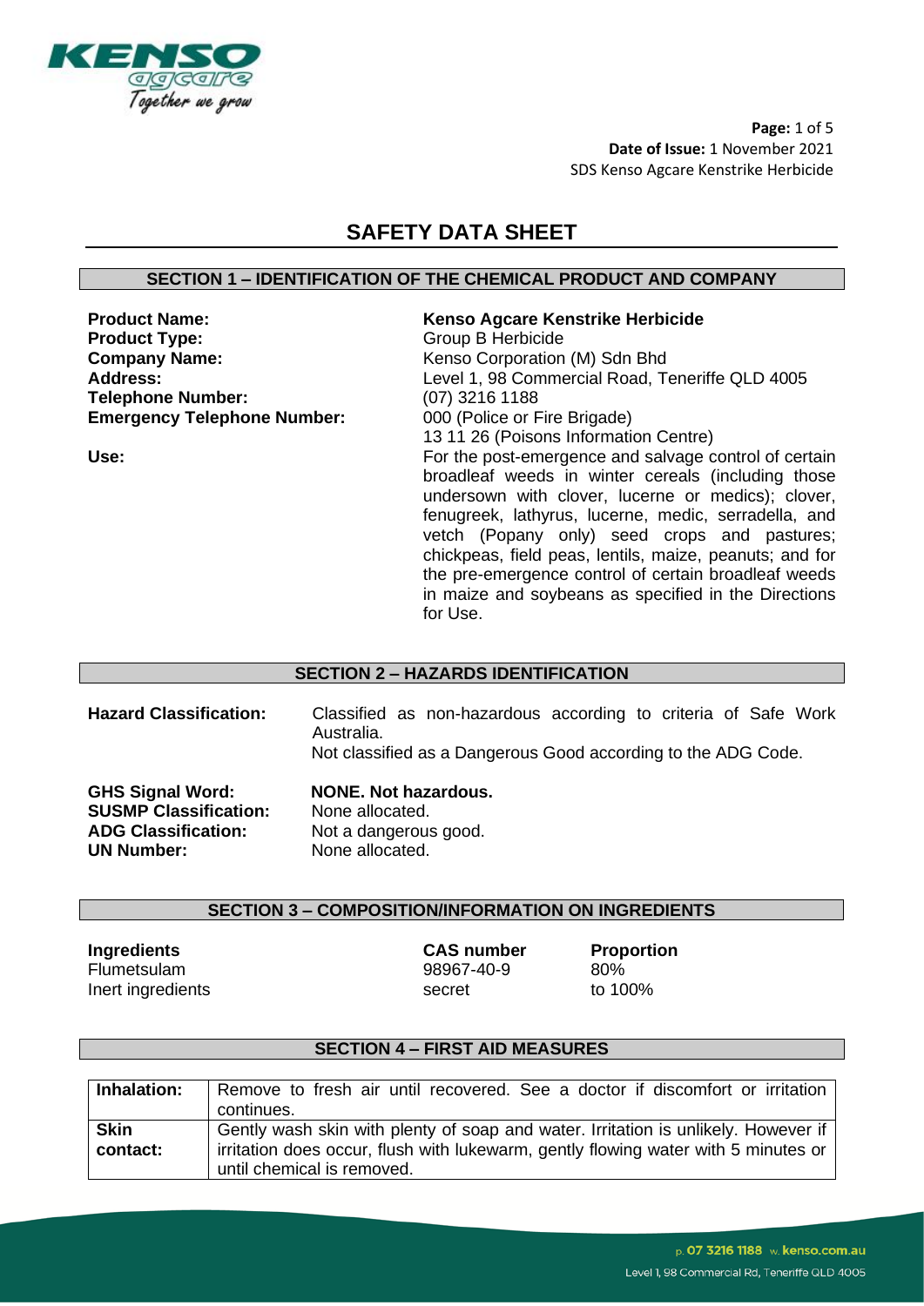# SAFETY DATA SHEET

## SECTION 1 – IDENTIFICATION OF THE CHEMICAL PRODUCT AND COMPANY

**Product Name:** **Kenso Agcare Kenstrike Herbicide**
**Product Type:** Group B Herbicide
**Company Name:** Kenso Corporation (M) Sdn Bhd
**Address:** Level 1, 98 Commercial Road, Teneriffe QLD 4005
**Telephone Number:** (07) 3216 1188
**Emergency Telephone Number:** 000 (Police or Fire Brigade)
13 11 26 (Poisons Information Centre)

**Use:** For the post-emergence and salvage control of certain broadleaf weeds in winter cereals (including those undersown with clover, lucerne or medics); clover, fenugreek, lathyrus, lucerne, medic, serradella, and vetch (Popany only) seed crops and pastures; chickpeas, field peas, lentils, maize, peanuts; and for the pre-emergence control of certain broadleaf weeds in maize and soybeans as specified in the Directions for Use.

## SECTION 2 – HAZARDS IDENTIFICATION

**Hazard Classification:** Classified as non-hazardous according to criteria of Safe Work Australia.
Not classified as a Dangerous Good according to the ADG Code.

**GHS Signal Word:** **NONE. Not hazardous.**
**SUSMP Classification:** None allocated.
**ADG Classification:** Not a dangerous good.
**UN Number:** None allocated.

## SECTION 3 – COMPOSITION/INFORMATION ON INGREDIENTS

| Ingredients | CAS number | Proportion |
|---|---|---|
| Flumetsulam | 98967-40-9 | 80% |
| Inert ingredients | secret | to 100% |

## SECTION 4 – FIRST AID MEASURES

| | |
|---|---|
| **Inhalation:** | Remove to fresh air until recovered. See a doctor if discomfort or irritation continues. |
| **Skin contact:** | Gently wash skin with plenty of soap and water. Irritation is unlikely. However if irritation does occur, flush with lukewarm, gently flowing water with 5 minutes or until chemical is removed. |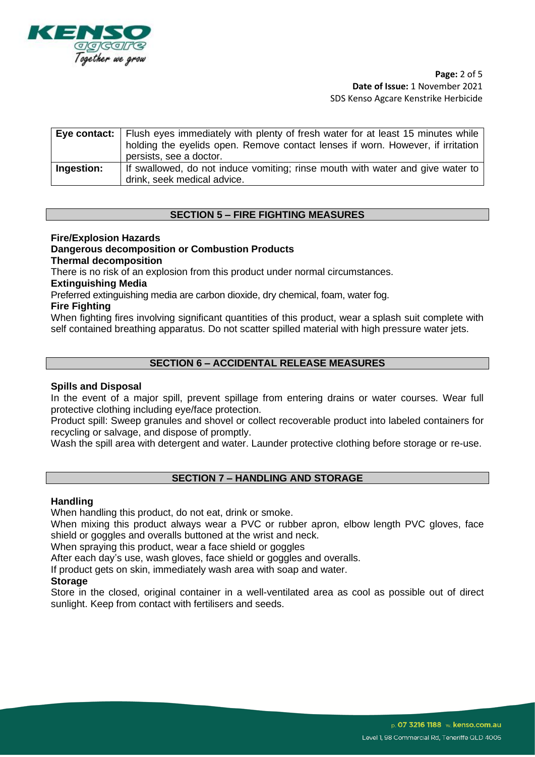| | |
|---|---|
| **Eye contact:** | Flush eyes immediately with plenty of fresh water for at least 15 minutes while holding the eyelids open. Remove contact lenses if worn. However, if irritation persists, see a doctor. |
| **Ingestion:** | If swallowed, do not induce vomiting; rinse mouth with water and give water to drink, seek medical advice. |

## SECTION 5 – FIRE FIGHTING MEASURES

**Fire/Explosion Hazards**
**Dangerous decomposition or Combustion Products**
**Thermal decomposition**

There is no risk of an explosion from this product under normal circumstances.

**Extinguishing Media**

Preferred extinguishing media are carbon dioxide, dry chemical, foam, water fog.

**Fire Fighting**

When fighting fires involving significant quantities of this product, wear a splash suit complete with self contained breathing apparatus. Do not scatter spilled material with high pressure water jets.

## SECTION 6 – ACCIDENTAL RELEASE MEASURES

**Spills and Disposal**

In the event of a major spill, prevent spillage from entering drains or water courses. Wear full protective clothing including eye/face protection.

Product spill: Sweep granules and shovel or collect recoverable product into labeled containers for recycling or salvage, and dispose of promptly.

Wash the spill area with detergent and water. Launder protective clothing before storage or re-use.

## SECTION 7 – HANDLING AND STORAGE

**Handling**

When handling this product, do not eat, drink or smoke.

When mixing this product always wear a PVC or rubber apron, elbow length PVC gloves, face shield or goggles and overalls buttoned at the wrist and neck.

When spraying this product, wear a face shield or goggles

After each day's use, wash gloves, face shield or goggles and overalls.

If product gets on skin, immediately wash area with soap and water.

**Storage**

Store in the closed, original container in a well-ventilated area as cool as possible out of direct sunlight. Keep from contact with fertilisers and seeds.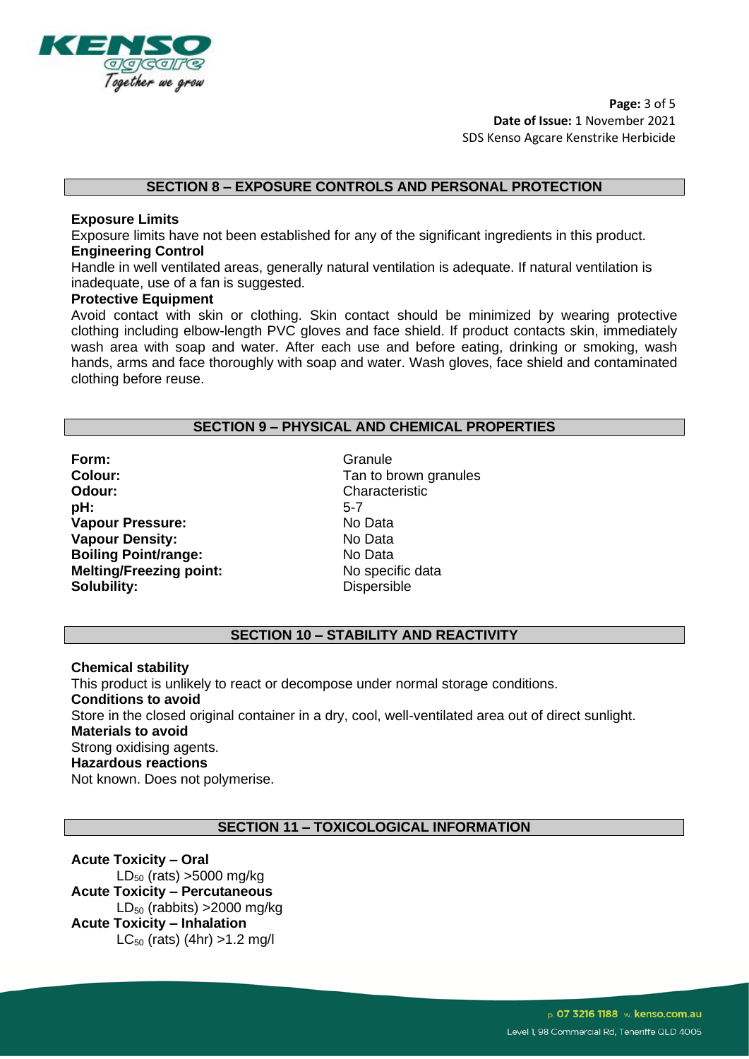## SECTION 8 – EXPOSURE CONTROLS AND PERSONAL PROTECTION

**Exposure Limits**

Exposure limits have not been established for any of the significant ingredients in this product.

**Engineering Control**

Handle in well ventilated areas, generally natural ventilation is adequate. If natural ventilation is inadequate, use of a fan is suggested.

**Protective Equipment**

Avoid contact with skin or clothing. Skin contact should be minimized by wearing protective clothing including elbow-length PVC gloves and face shield. If product contacts skin, immediately wash area with soap and water. After each use and before eating, drinking or smoking, wash hands, arms and face thoroughly with soap and water. Wash gloves, face shield and contaminated clothing before reuse.

## SECTION 9 – PHYSICAL AND CHEMICAL PROPERTIES

| | |
|---|---|
| **Form:** | Granule |
| **Colour:** | Tan to brown granules |
| **Odour:** | Characteristic |
| **pH:** | 5-7 |
| **Vapour Pressure:** | No Data |
| **Vapour Density:** | No Data |
| **Boiling Point/range:** | No Data |
| **Melting/Freezing point:** | No specific data |
| **Solubility:** | Dispersible |

## SECTION 10 – STABILITY AND REACTIVITY

**Chemical stability**

This product is unlikely to react or decompose under normal storage conditions.

**Conditions to avoid**

Store in the closed original container in a dry, cool, well-ventilated area out of direct sunlight.

**Materials to avoid**

Strong oxidising agents.

**Hazardous reactions**

Not known. Does not polymerise.

## SECTION 11 – TOXICOLOGICAL INFORMATION

**Acute Toxicity – Oral**

$LD_{50}$ (rats) >5000 mg/kg

**Acute Toxicity – Percutaneous**

$LD_{50}$ (rabbits) >2000 mg/kg

**Acute Toxicity – Inhalation**

$LC_{50}$ (rats) (4hr) >1.2 mg/l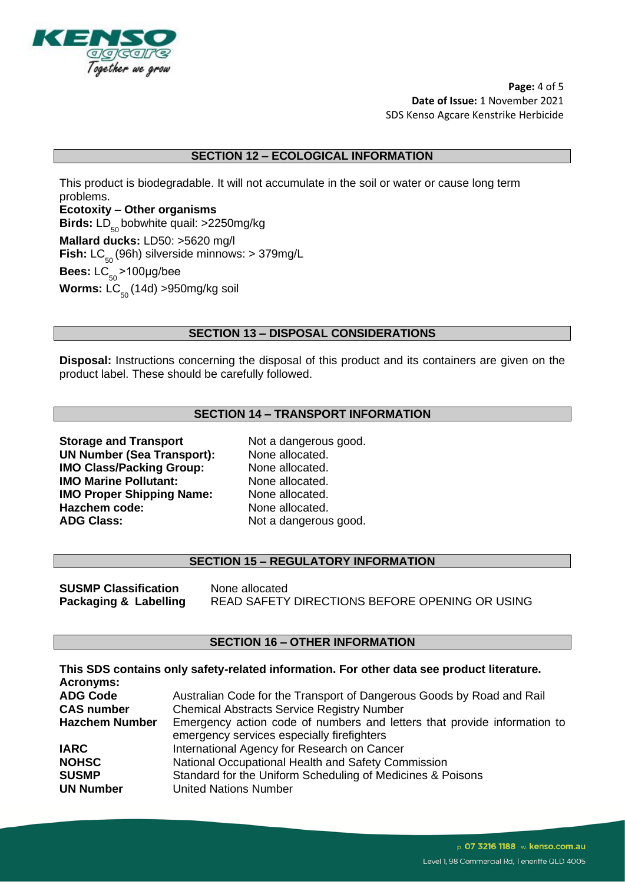## SECTION 12 – ECOLOGICAL INFORMATION

This product is biodegradable. It will not accumulate in the soil or water or cause long term problems.

**Ecotoxity – Other organisms**

**Birds:** $LD_{50}$ bobwhite quail: >2250mg/kg

**Mallard ducks:** LD50: >5620 mg/l

**Fish:** $LC_{50}$ (96h) silverside minnows: > 379mg/L

**Bees:** $LC_{50}$ >100µg/bee

**Worms:** $LC_{50}$ (14d) >950mg/kg soil

## SECTION 13 – DISPOSAL CONSIDERATIONS

**Disposal:** Instructions concerning the disposal of this product and its containers are given on the product label. These should be carefully followed.

## SECTION 14 – TRANSPORT INFORMATION

| | |
|---|---|
| **Storage and Transport** | Not a dangerous good. |
| **UN Number (Sea Transport):** | None allocated. |
| **IMO Class/Packing Group:** | None allocated. |
| **IMO Marine Pollutant:** | None allocated. |
| **IMO Proper Shipping Name:** | None allocated. |
| **Hazchem code:** | None allocated. |
| **ADG Class:** | Not a dangerous good. |

## SECTION 15 – REGULATORY INFORMATION

| | |
|---|---|
| **SUSMP Classification** | None allocated |
| **Packaging & Labelling** | READ SAFETY DIRECTIONS BEFORE OPENING OR USING |

## SECTION 16 – OTHER INFORMATION

**This SDS contains only safety-related information. For other data see product literature.**

**Acronyms:**

| | |
|---|---|
| **ADG Code** | Australian Code for the Transport of Dangerous Goods by Road and Rail |
| **CAS number** | Chemical Abstracts Service Registry Number |
| **Hazchem Number** | Emergency action code of numbers and letters that provide information to emergency services especially firefighters |
| **IARC** | International Agency for Research on Cancer |
| **NOHSC** | National Occupational Health and Safety Commission |
| **SUSMP** | Standard for the Uniform Scheduling of Medicines & Poisons |
| **UN Number** | United Nations Number |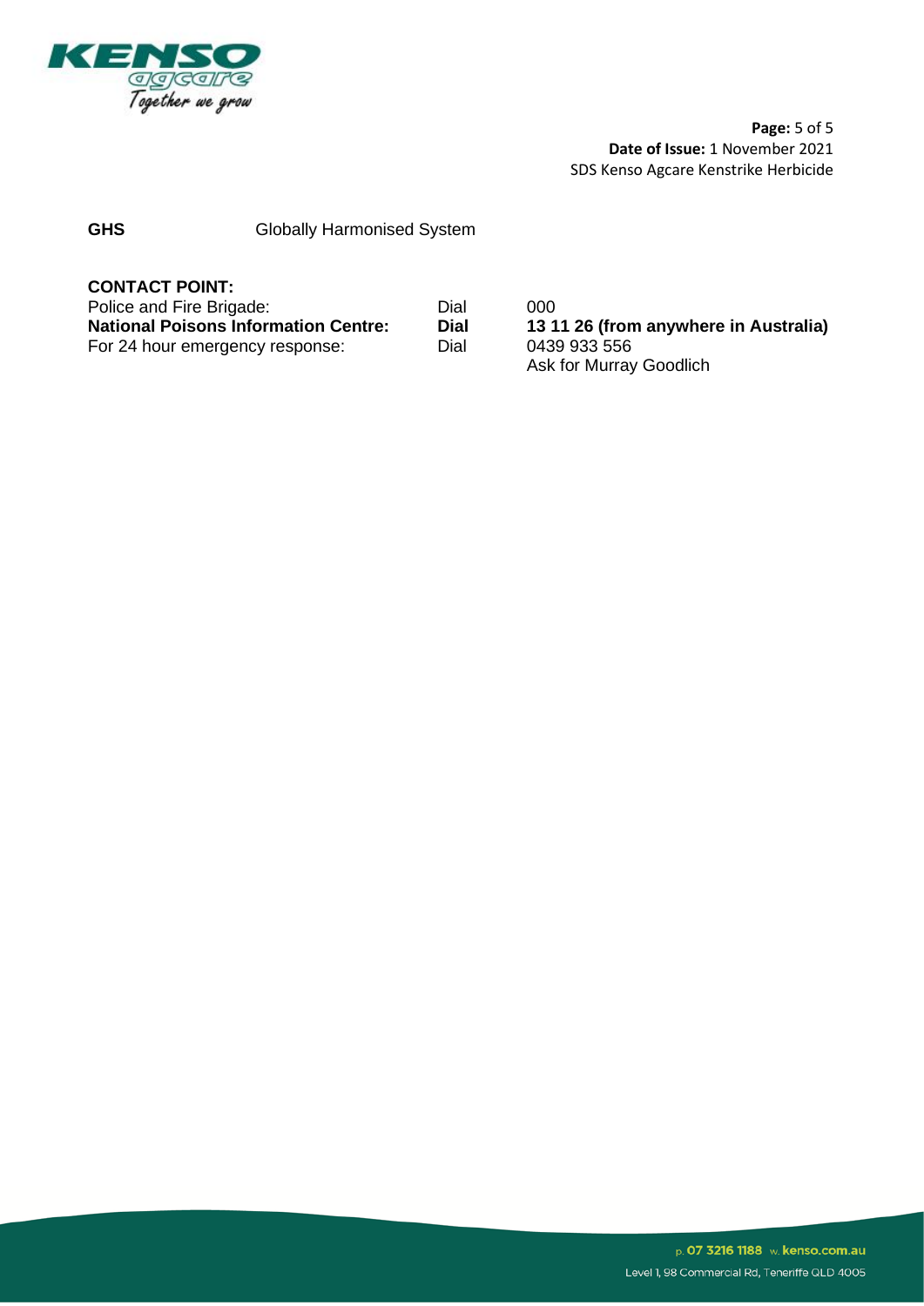| | |
|---|---|
| **GHS** | Globally Harmonised System |

**CONTACT POINT:**

| | | |
|---|---|---|
| Police and Fire Brigade: | Dial | 000 |
| **National Poisons Information Centre:** | **Dial** | **13 11 26 (from anywhere in Australia)** |
| For 24 hour emergency response: | Dial | 0439 933 556<br>Ask for Murray Goodlich |